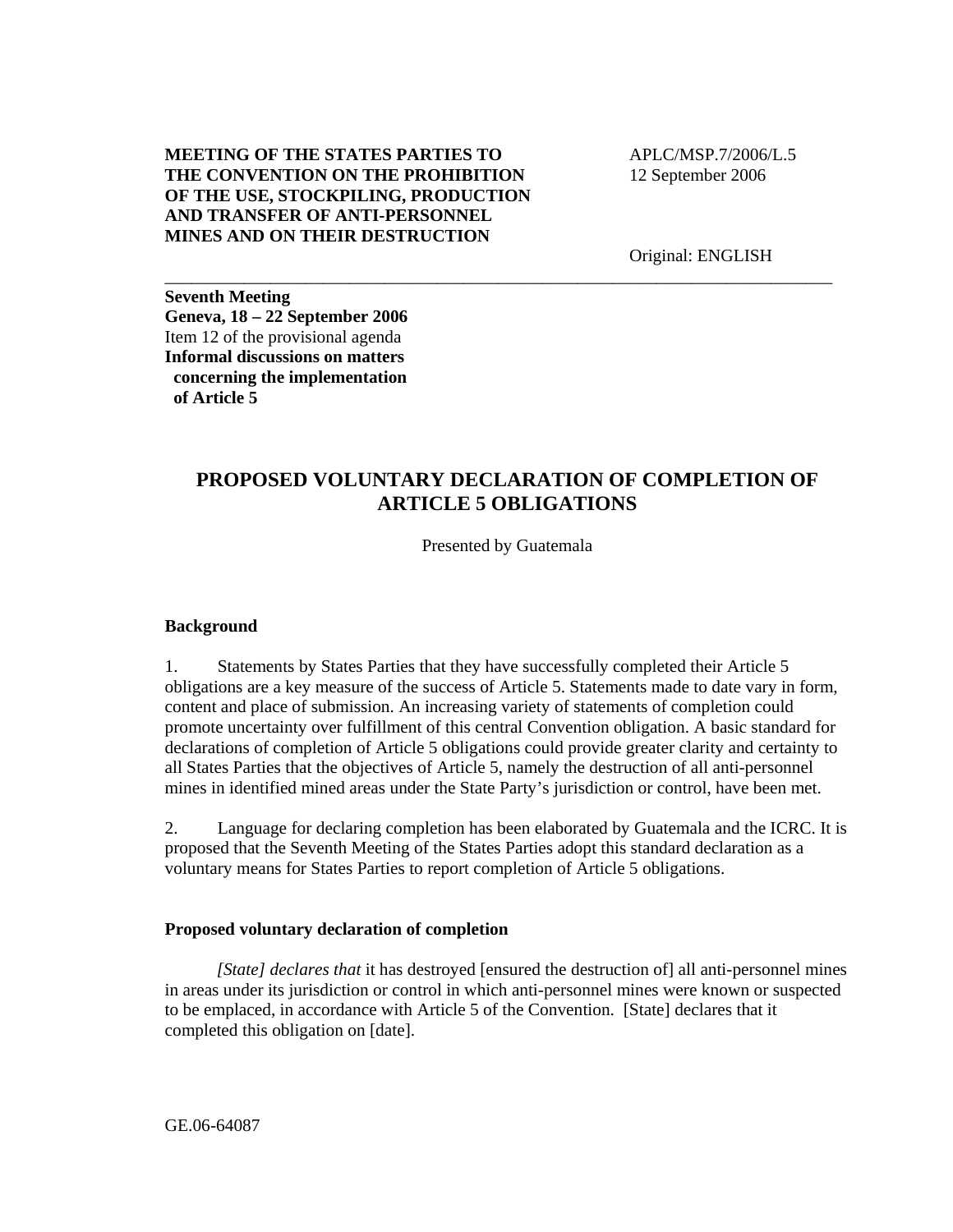**MEETING OF THE STATES PARTIES TO THE CONVENTION ON THE PROHIBITION OF THE USE, STOCKPILING, PRODUCTION AND TRANSFER OF ANTI-PERSONNEL MINES AND ON THEIR DESTRUCTION**

APLC/MSP.7/2006/L.5
12 September 2006

Original: ENGLISH

---

**Seventh Meeting**
**Geneva, 18 – 22 September 2006**
Item 12 of the provisional agenda
**Informal discussions on matters concerning the implementation of Article 5**

# PROPOSED VOLUNTARY DECLARATION OF COMPLETION OF ARTICLE 5 OBLIGATIONS

Presented by Guatemala

### Background

1. Statements by States Parties that they have successfully completed their Article 5 obligations are a key measure of the success of Article 5. Statements made to date vary in form, content and place of submission. An increasing variety of statements of completion could promote uncertainty over fulfillment of this central Convention obligation. A basic standard for declarations of completion of Article 5 obligations could provide greater clarity and certainty to all States Parties that the objectives of Article 5, namely the destruction of all anti-personnel mines in identified mined areas under the State Party's jurisdiction or control, have been met.

2. Language for declaring completion has been elaborated by Guatemala and the ICRC. It is proposed that the Seventh Meeting of the States Parties adopt this standard declaration as a voluntary means for States Parties to report completion of Article 5 obligations.

### Proposed voluntary declaration of completion

*[State] declares that* it has destroyed [ensured the destruction of] all anti-personnel mines in areas under its jurisdiction or control in which anti-personnel mines were known or suspected to be emplaced, in accordance with Article 5 of the Convention. [State] declares that it completed this obligation on [date].

GE.06-64087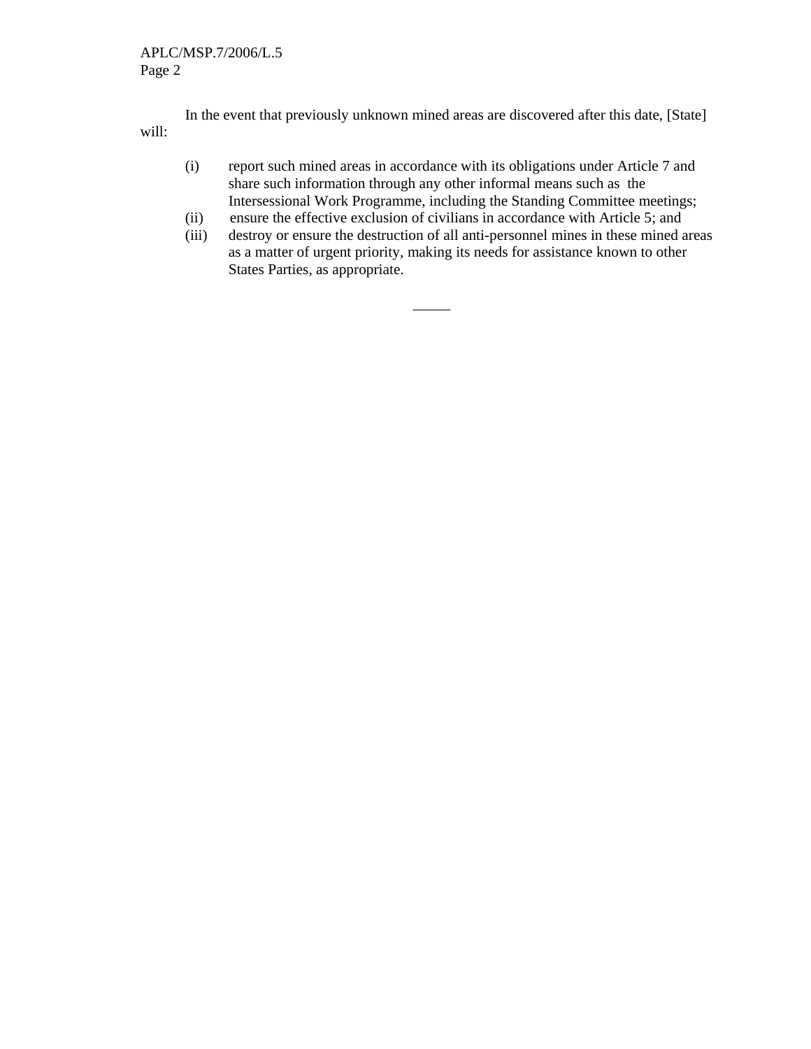In the event that previously unknown mined areas are discovered after this date, [State] will:

(i) report such mined areas in accordance with its obligations under Article 7 and share such information through any other informal means such as the Intersessional Work Programme, including the Standing Committee meetings;

(ii) ensure the effective exclusion of civilians in accordance with Article 5; and

(iii) destroy or ensure the destruction of all anti-personnel mines in these mined areas as a matter of urgent priority, making its needs for assistance known to other States Parties, as appropriate.

_____